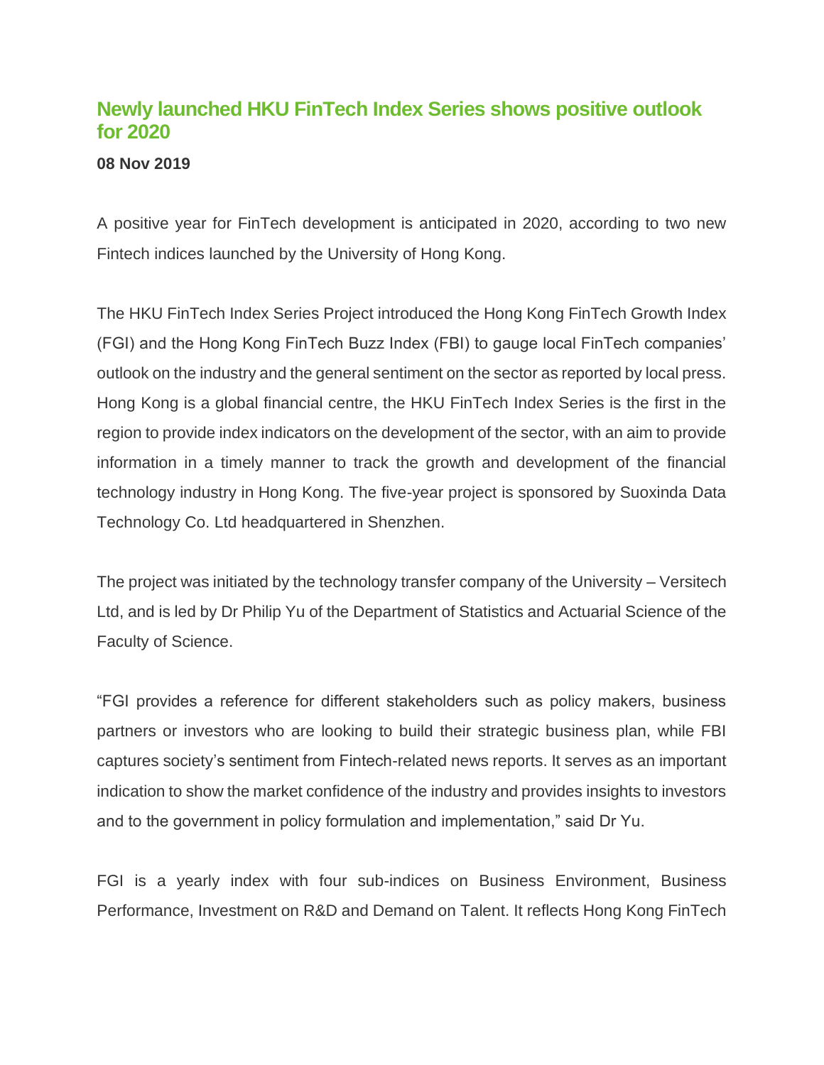# Newly launched HKU FinTech Index Series shows positive outlook for 2020

**08 Nov 2019**

A positive year for FinTech development is anticipated in 2020, according to two new Fintech indices launched by the University of Hong Kong.

The HKU FinTech Index Series Project introduced the Hong Kong FinTech Growth Index (FGI) and the Hong Kong FinTech Buzz Index (FBI) to gauge local FinTech companies' outlook on the industry and the general sentiment on the sector as reported by local press. Hong Kong is a global financial centre, the HKU FinTech Index Series is the first in the region to provide index indicators on the development of the sector, with an aim to provide information in a timely manner to track the growth and development of the financial technology industry in Hong Kong. The five-year project is sponsored by Suoxinda Data Technology Co. Ltd headquartered in Shenzhen.

The project was initiated by the technology transfer company of the University – Versitech Ltd, and is led by Dr Philip Yu of the Department of Statistics and Actuarial Science of the Faculty of Science.

"FGI provides a reference for different stakeholders such as policy makers, business partners or investors who are looking to build their strategic business plan, while FBI captures society's sentiment from Fintech-related news reports. It serves as an important indication to show the market confidence of the industry and provides insights to investors and to the government in policy formulation and implementation," said Dr Yu.

FGI is a yearly index with four sub-indices on Business Environment, Business Performance, Investment on R&D and Demand on Talent. It reflects Hong Kong FinTech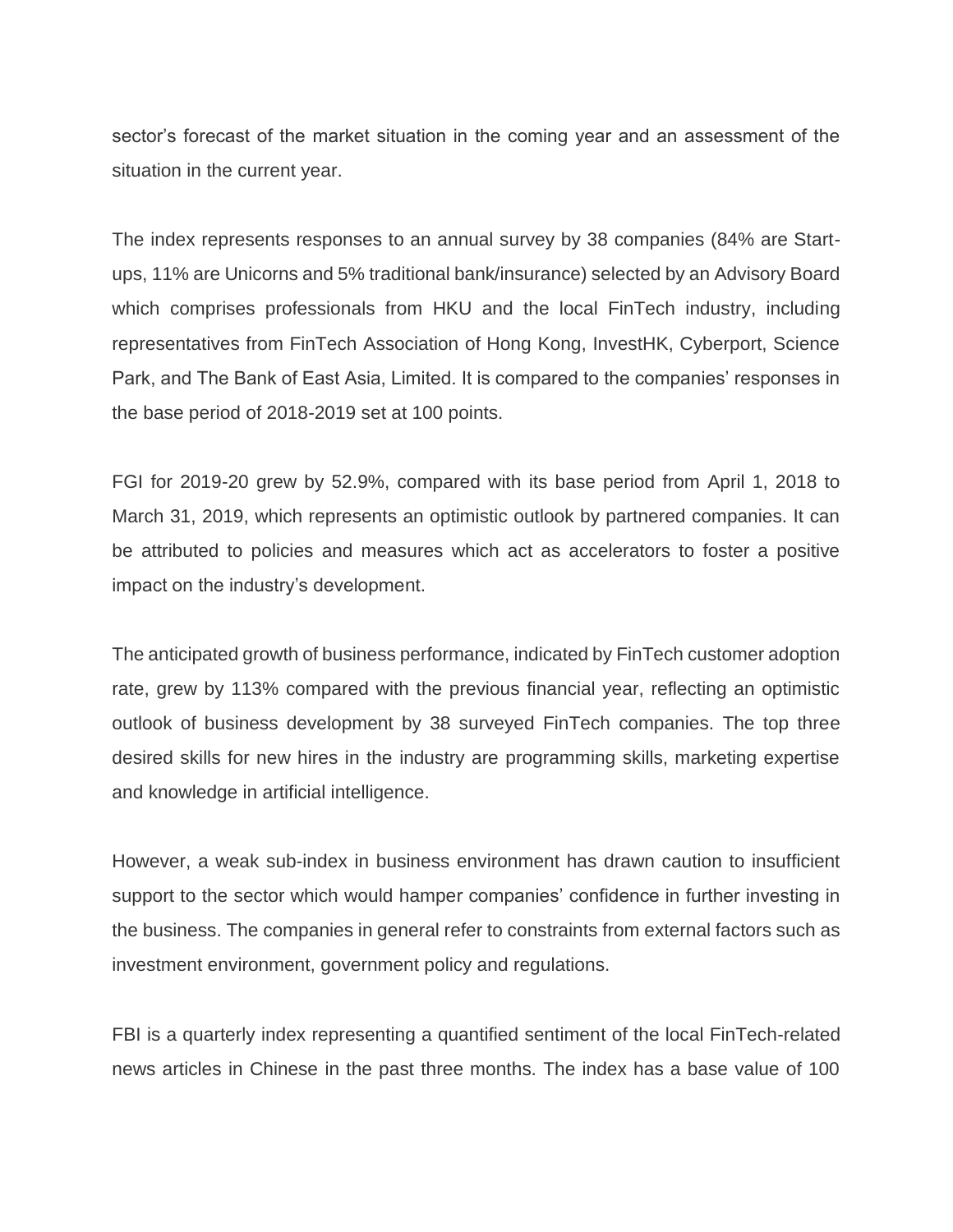sector's forecast of the market situation in the coming year and an assessment of the situation in the current year.

The index represents responses to an annual survey by 38 companies (84% are Start-ups, 11% are Unicorns and 5% traditional bank/insurance) selected by an Advisory Board which comprises professionals from HKU and the local FinTech industry, including representatives from FinTech Association of Hong Kong, InvestHK, Cyberport, Science Park, and The Bank of East Asia, Limited. It is compared to the companies' responses in the base period of 2018-2019 set at 100 points.

FGI for 2019-20 grew by 52.9%, compared with its base period from April 1, 2018 to March 31, 2019, which represents an optimistic outlook by partnered companies. It can be attributed to policies and measures which act as accelerators to foster a positive impact on the industry's development.

The anticipated growth of business performance, indicated by FinTech customer adoption rate, grew by 113% compared with the previous financial year, reflecting an optimistic outlook of business development by 38 surveyed FinTech companies. The top three desired skills for new hires in the industry are programming skills, marketing expertise and knowledge in artificial intelligence.

However, a weak sub-index in business environment has drawn caution to insufficient support to the sector which would hamper companies' confidence in further investing in the business. The companies in general refer to constraints from external factors such as investment environment, government policy and regulations.

FBI is a quarterly index representing a quantified sentiment of the local FinTech-related news articles in Chinese in the past three months. The index has a base value of 100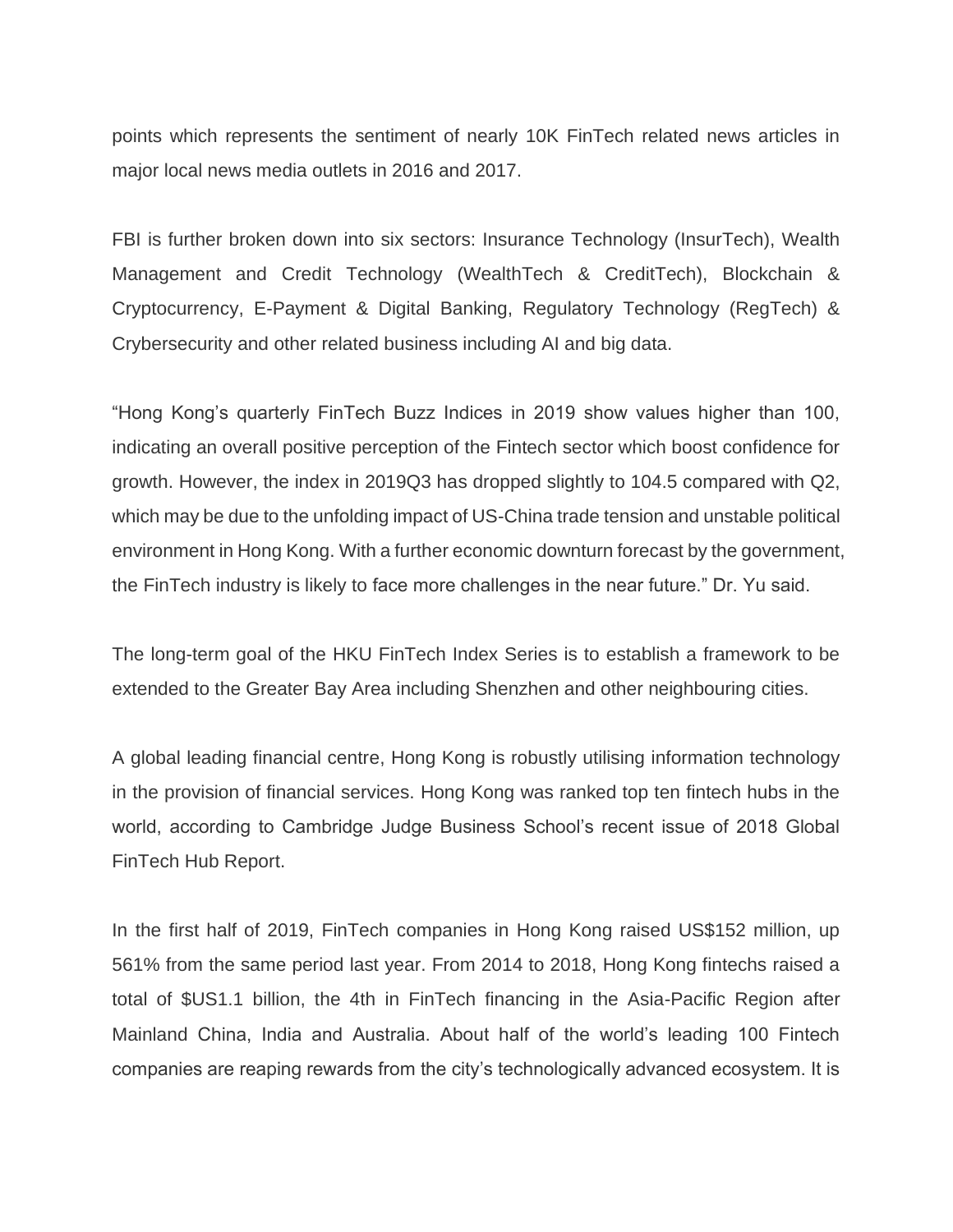points which represents the sentiment of nearly 10K FinTech related news articles in major local news media outlets in 2016 and 2017.

FBI is further broken down into six sectors: Insurance Technology (InsurTech), Wealth Management and Credit Technology (WealthTech & CreditTech), Blockchain & Cryptocurrency, E-Payment & Digital Banking, Regulatory Technology (RegTech) & Crybersecurity and other related business including AI and big data.

"Hong Kong's quarterly FinTech Buzz Indices in 2019 show values higher than 100, indicating an overall positive perception of the Fintech sector which boost confidence for growth. However, the index in 2019Q3 has dropped slightly to 104.5 compared with Q2, which may be due to the unfolding impact of US-China trade tension and unstable political environment in Hong Kong. With a further economic downturn forecast by the government, the FinTech industry is likely to face more challenges in the near future." Dr. Yu said.

The long-term goal of the HKU FinTech Index Series is to establish a framework to be extended to the Greater Bay Area including Shenzhen and other neighbouring cities.

A global leading financial centre, Hong Kong is robustly utilising information technology in the provision of financial services. Hong Kong was ranked top ten fintech hubs in the world, according to Cambridge Judge Business School's recent issue of 2018 Global FinTech Hub Report.

In the first half of 2019, FinTech companies in Hong Kong raised US$152 million, up 561% from the same period last year. From 2014 to 2018, Hong Kong fintechs raised a total of $US1.1 billion, the 4th in FinTech financing in the Asia-Pacific Region after Mainland China, India and Australia. About half of the world's leading 100 Fintech companies are reaping rewards from the city's technologically advanced ecosystem. It is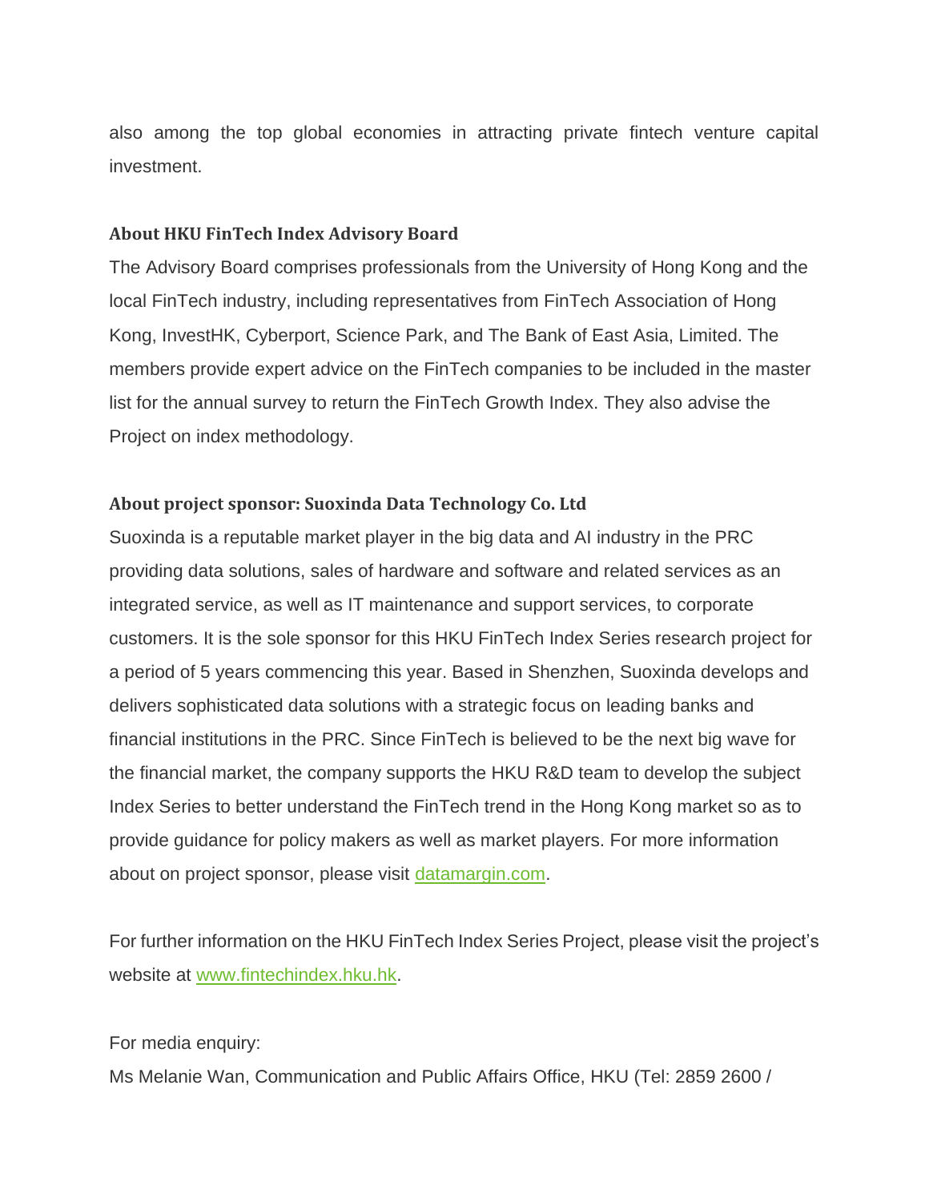also among the top global economies in attracting private fintech venture capital investment.

**About HKU FinTech Index Advisory Board**

The Advisory Board comprises professionals from the University of Hong Kong and the local FinTech industry, including representatives from FinTech Association of Hong Kong, InvestHK, Cyberport, Science Park, and The Bank of East Asia, Limited. The members provide expert advice on the FinTech companies to be included in the master list for the annual survey to return the FinTech Growth Index. They also advise the Project on index methodology.

**About project sponsor: Suoxinda Data Technology Co. Ltd**

Suoxinda is a reputable market player in the big data and AI industry in the PRC providing data solutions, sales of hardware and software and related services as an integrated service, as well as IT maintenance and support services, to corporate customers. It is the sole sponsor for this HKU FinTech Index Series research project for a period of 5 years commencing this year. Based in Shenzhen, Suoxinda develops and delivers sophisticated data solutions with a strategic focus on leading banks and financial institutions in the PRC. Since FinTech is believed to be the next big wave for the financial market, the company supports the HKU R&D team to develop the subject Index Series to better understand the FinTech trend in the Hong Kong market so as to provide guidance for policy makers as well as market players. For more information about on project sponsor, please visit [datamargin.com](datamargin.com).

For further information on the HKU FinTech Index Series Project, please visit the project's website at [www.fintechindex.hku.hk](www.fintechindex.hku.hk).

For media enquiry:

Ms Melanie Wan, Communication and Public Affairs Office, HKU (Tel: 2859 2600 /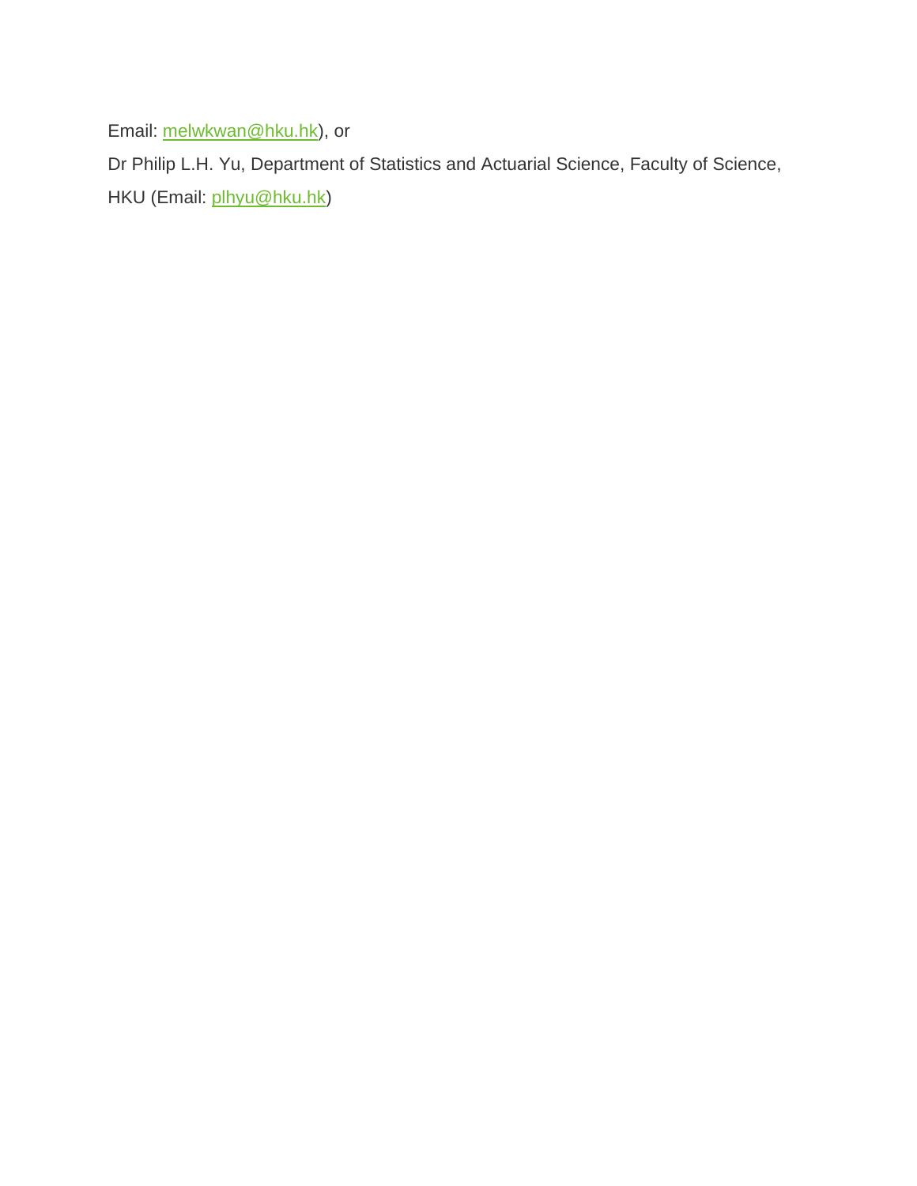Email: melwkwan@hku.hk), or

Dr Philip L.H. Yu, Department of Statistics and Actuarial Science, Faculty of Science, HKU (Email: plhyu@hku.hk)